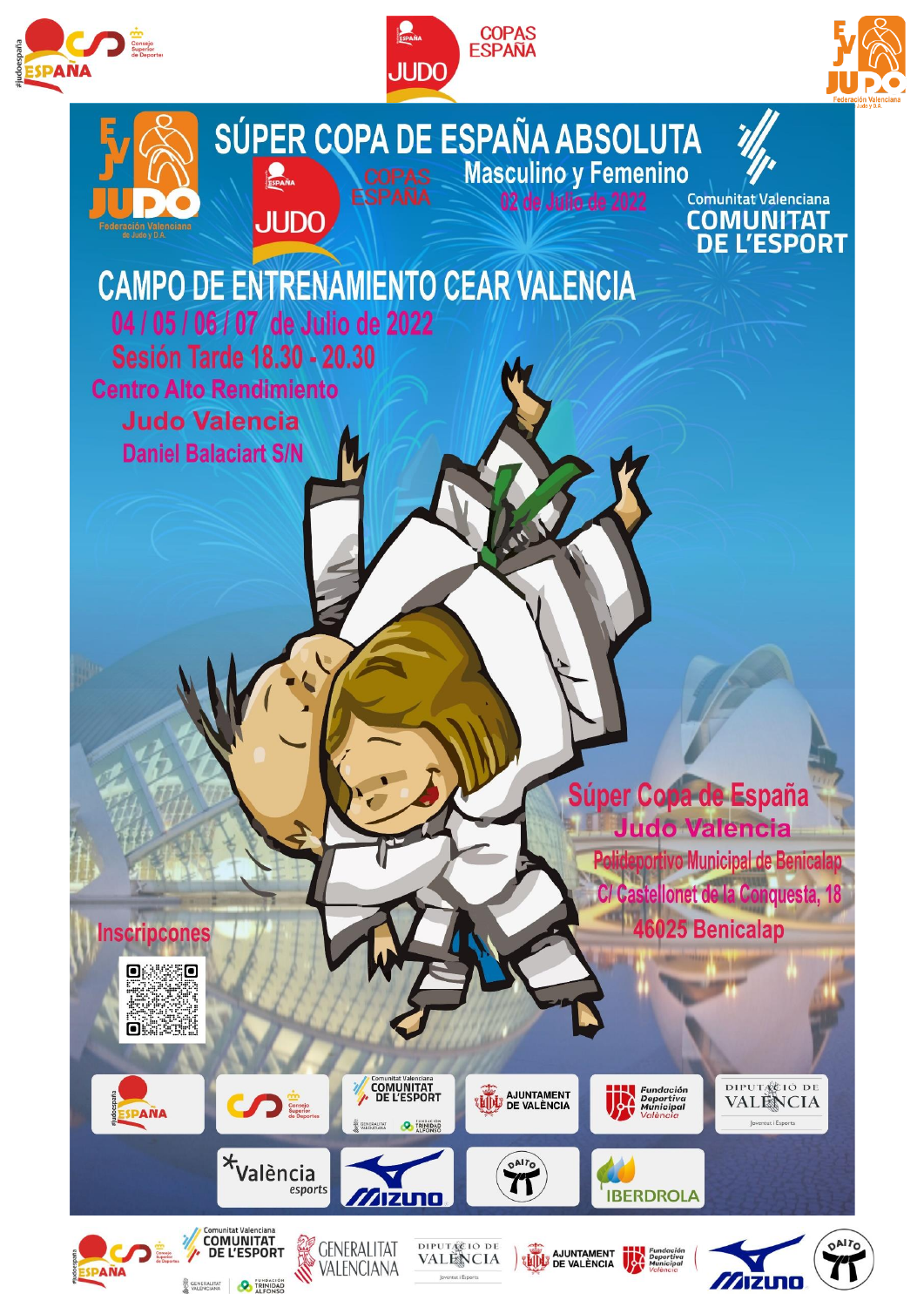# SÚPER COPA DE ESPAÑA ABSOLUTA

## Masculino y Femenino

02 de Julio de 2022

## CAMPO DE ENTRENAMIENTO CEAR VALENCIA

04 / 05 / 06 / 07 de Julio de 2022

Sesión Tarde 18.30 - 20.30

Centro Alto Rendimiento

**Judo Valencia**

Daniel Balaciart S/N

Súper Copa de España

**Judo Valencia**

Polideportivo Municipal de Benicalap

C/ Castellonet de la Conquesta, 18

46025 Benicalap

Inscripcones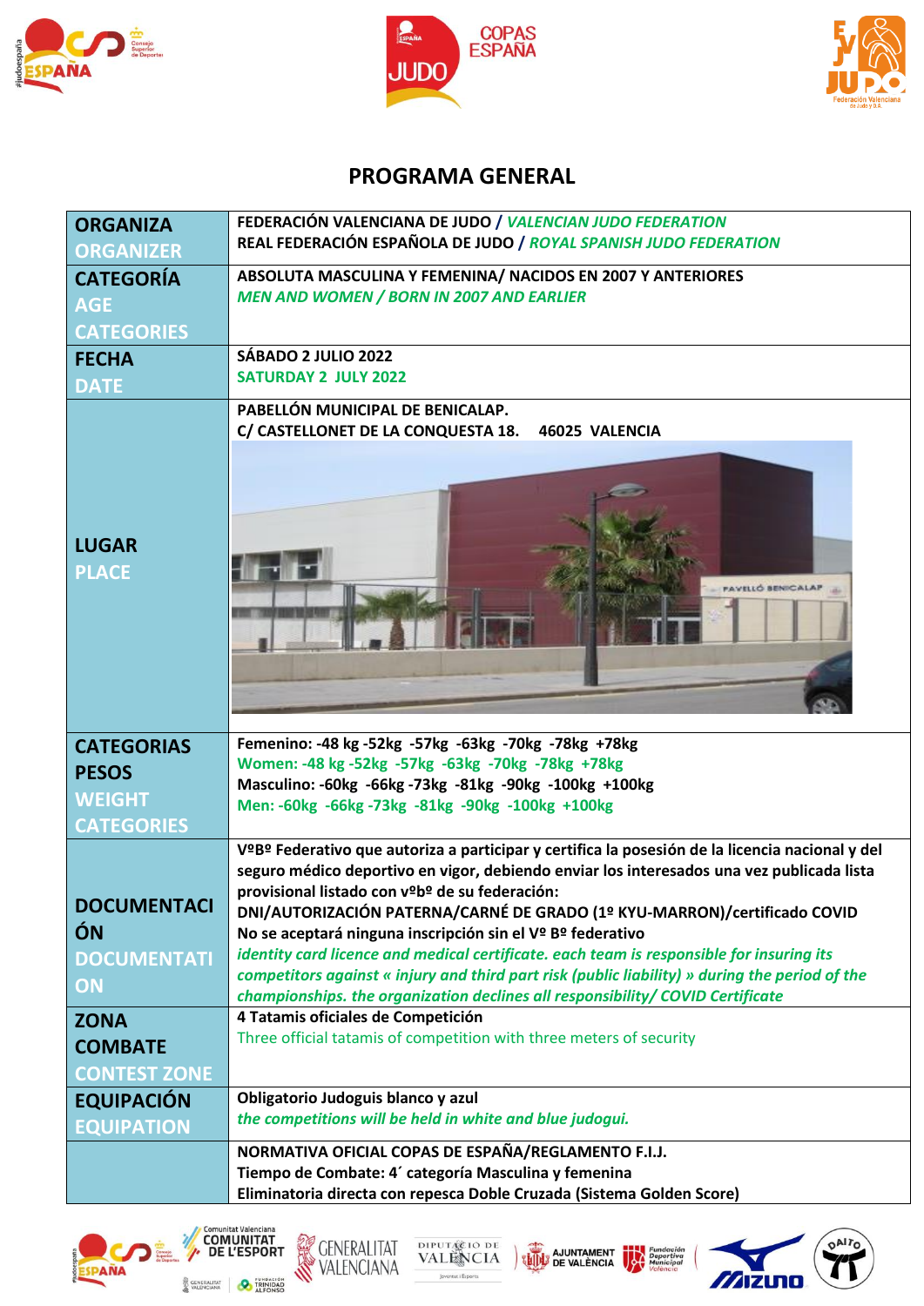# PROGRAMA GENERAL

| | |
|---|---|
| **ORGANIZA** ORGANIZER | **FEDERACIÓN VALENCIANA DE JUDO /** *VALENCIAN JUDO FEDERATION*<br>**REAL FEDERACIÓN ESPAÑOLA DE JUDO /** *ROYAL SPANISH JUDO FEDERATION* |
| **CATEGORÍA** AGE CATEGORIES | **ABSOLUTA MASCULINA Y FEMENINA/ NACIDOS EN 2007 Y ANTERIORES**<br>*MEN AND WOMEN / BORN IN 2007 AND EARLIER* |
| **FECHA** DATE | **SÁBADO 2 JULIO 2022**<br>SATURDAY 2 JULY 2022 |
| **LUGAR** PLACE | **PABELLÓN MUNICIPAL DE BENICALAP.**<br>**C/ CASTELLONET DE LA CONQUESTA 18. 46025 VALENCIA** |
| **CATEGORIAS PESOS** WEIGHT CATEGORIES | **Femenino: -48 kg -52kg -57kg -63kg -70kg -78kg +78kg**<br>Women: -48 kg -52kg -57kg -63kg -70kg -78kg +78kg<br>**Masculino: -60kg -66kg -73kg -81kg -90kg -100kg +100kg**<br>Men: -60kg -66kg -73kg -81kg -90kg -100kg +100kg |
| **DOCUMENTACIÓN** DOCUMENTATION | **VºBº Federativo que autoriza a participar y certifica la posesión de la licencia nacional y del seguro médico deportivo en vigor, debiendo enviar los interesados una vez publicada lista provisional listado con vºbº de su federación:**<br>**DNI/AUTORIZACIÓN PATERNA/CARNÉ DE GRADO (1º KYU-MARRON)/certificado COVID**<br>**No se aceptará ninguna inscripción sin el Vº Bº federativo**<br>*identity card licence and medical certificate. each team is responsible for insuring its competitors against « injury and third part risk (public liability) » during the period of the championships. the organization declines all responsibility/ COVID Certificate* |
| **ZONA COMBATE** CONTEST ZONE | **4 Tatamis oficiales de Competición**<br>Three official tatamis of competition with three meters of security |
| **EQUIPACIÓN** EQUIPATION | **Obligatorio Judoguis blanco y azul**<br>*the competitions will be held in white and blue judogui.* |
| | **NORMATIVA OFICIAL COPAS DE ESPAÑA/REGLAMENTO F.I.J.**<br>**Tiempo de Combate: 4´ categoría Masculina y femenina**<br>**Eliminatoria directa con repesca Doble Cruzada (Sistema Golden Score)** |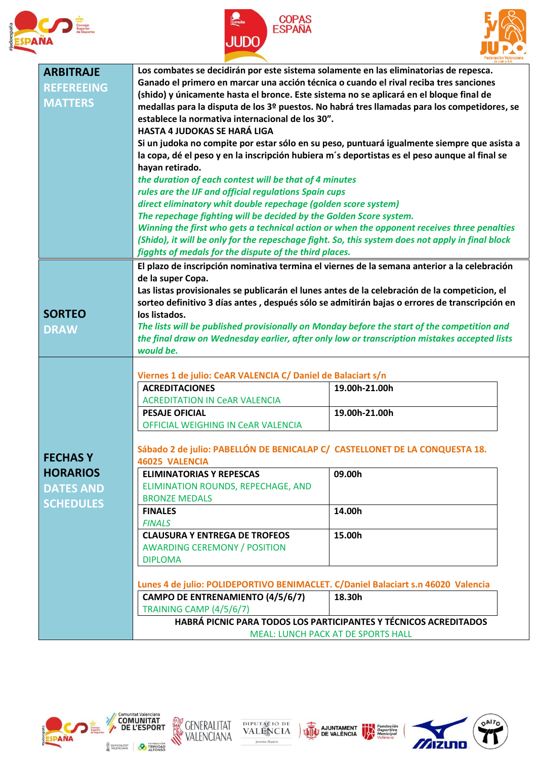| ARBITRAJE / REFEREEING MATTERS | Los combates se decidirán por este sistema solamente en las eliminatorias de repesca. Ganado el primero en marcar una acción técnica o cuando el rival reciba tres sanciones (shido) y únicamente hasta el bronce. Este sistema no se aplicará en el bloque final de medallas para la disputa de los 3º puestos. No habrá tres llamadas para los competidores, se establece la normativa internacional de los 30". **HASTA 4 JUDOKAS SE HARÁ LIGA** Si un judoka no compite por estar sólo en su peso, puntuará igualmente siempre que asista a la copa, dé el peso y en la inscripción hubiera m´s deportistas es el peso aunque al final se hayan retirado. *the duration of each contest will be that of 4 minutes* *rules are the IJF and official regulations Spain cups* *direct eliminatory whit double repechage (golden score system)* *The repechage fighting will be decided by the Golden Score system.* *Winning the first who gets a technical action or when the opponent receives three penalties (Shido), it will be only for the repechage fight. So, this system does not apply in final block figghts of medals for the dispute of the third places.* |
|---|---|
| SORTEO / DRAW | El plazo de inscripción nominativa termina el viernes de la semana anterior a la celebración de la super Copa. Las listas provisionales se publicarán el lunes antes de la celebración de la competicion, el sorteo definitivo 3 días antes , después sólo se admitirán bajas o errores de transcripción en los listados. *The lists will be published provisionally on Monday before the start of the competition and the final draw on Wednesday earlier, after only low or transcription mistakes accepted lists would be.* |
| FECHAS Y HORARIOS / DATES AND SCHEDULES | (see below) |

**Viernes 1 de julio: CeAR VALENCIA C/ Daniel de Balaciart s/n**

| | |
|---|---|
| **ACREDITACIONES** ACREDITATION IN CeAR VALENCIA | **19.00h-21.00h** |
| **PESAJE OFICIAL** OFFICIAL WEIGHING IN CeAR VALENCIA | **19.00h-21.00h** |

**Sábado 2 de julio: PABELLÓN DE BENICALAP C/ CASTELLONET DE LA CONQUESTA 18. 46025 VALENCIA**

| | |
|---|---|
| **ELIMINATORIAS Y REPESCAS** ELIMINATION ROUNDS, REPECHAGE, AND BRONZE MEDALS | **09.00h** |
| **FINALES** *FINALS* | **14.00h** |
| **CLAUSURA Y ENTREGA DE TROFEOS** AWARDING CEREMONY / POSITION DIPLOMA | **15.00h** |

**Lunes 4 de julio: POLIDEPORTIVO BENIMACLET. C/Daniel Balaciart s.n 46020 Valencia**

| | |
|---|---|
| **CAMPO DE ENTRENAMIENTO (4/5/6/7)** TRAINING CAMP (4/5/6/7) | **18.30h** |

**HABRÁ PICNIC PARA TODOS LOS PARTICIPANTES Y TÉCNICOS ACREDITADOS**

MEAL: LUNCH PACK AT DE SPORTS HALL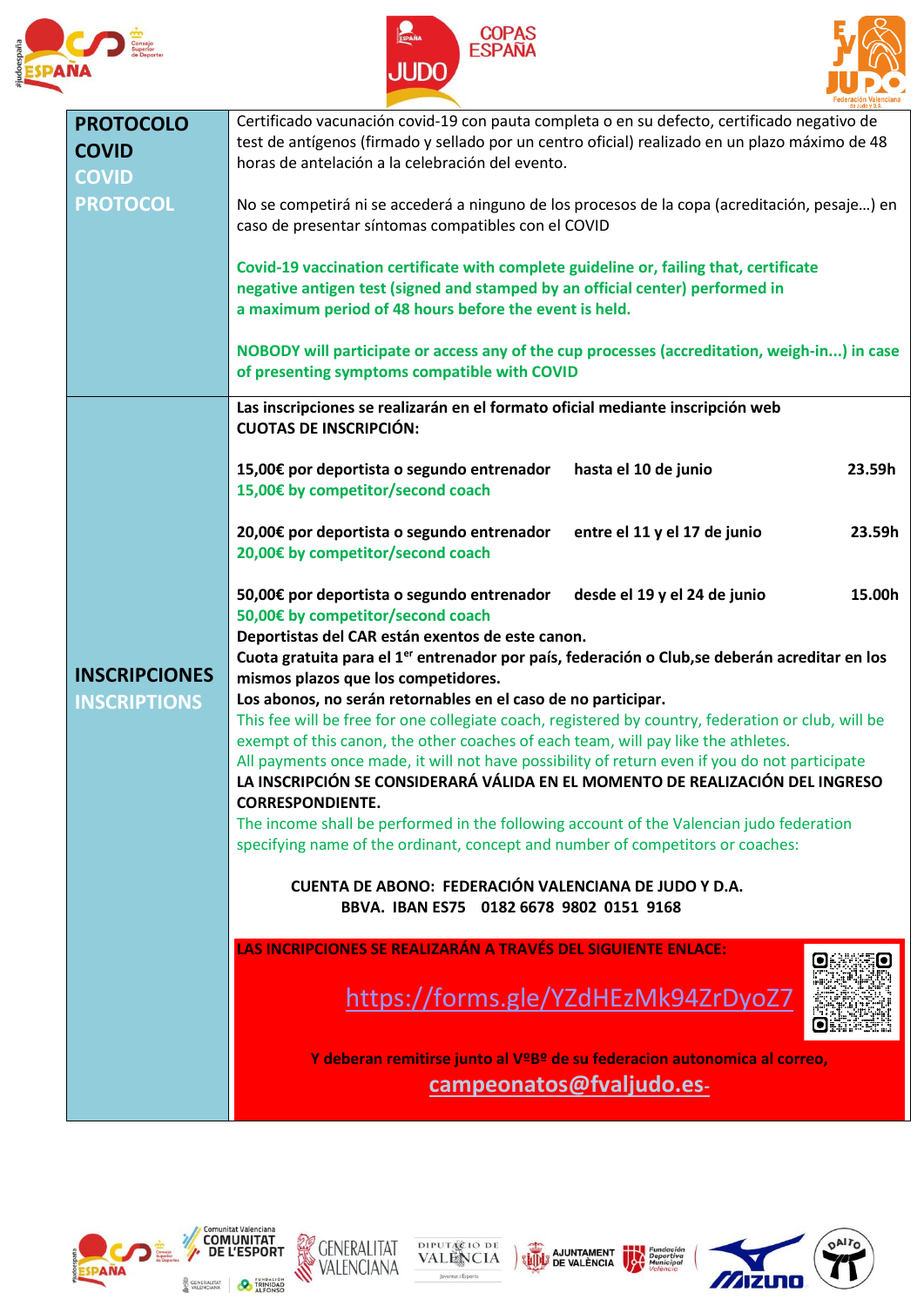| | |
|---|---|
| **PROTOCOLO COVID**<br>**COVID PROTOCOL** | Certificado vacunación covid-19 con pauta completa o en su defecto, certificado negativo de test de antígenos (firmado y sellado por un centro oficial) realizado en un plazo máximo de 48 horas de antelación a la celebración del evento.<br><br>No se competirá ni se accederá a ninguno de los procesos de la copa (acreditación, pesaje…) en caso de presentar síntomas compatibles con el COVID<br><br>**Covid-19 vaccination certificate with complete guideline or, failing that, certificate negative antigen test (signed and stamped by an official center) performed in a maximum period of 48 hours before the event is held.**<br><br>**NOBODY will participate or access any of the cup processes (accreditation, weigh-in...) in case of presenting symptoms compatible with COVID** |
| **INSCRIPCIONES**<br>**INSCRIPTIONS** | **Las inscripciones se realizarán en el formato oficial mediante inscripción web**<br>**CUOTAS DE INSCRIPCIÓN:**<br><br>**15,00€ por deportista o segundo entrenador — hasta el 10 de junio — 23.59h**<br>**15,00€ by competitor/second coach**<br><br>**20,00€ por deportista o segundo entrenador — entre el 11 y el 17 de junio — 23.59h**<br>**20,00€ by competitor/second coach**<br><br>**50,00€ por deportista o segundo entrenador — desde el 19 y el 24 de junio — 15.00h**<br>**50,00€ by competitor/second coach**<br>**Deportistas del CAR están exentos de este canon.**<br>**Cuota gratuita para el 1er entrenador por país, federación o Club,se deberán acreditar en los mismos plazos que los competidores.**<br>**Los abonos, no serán retornables en el caso de no participar.**<br>This fee will be free for one collegiate coach, registered by country, federation or club, will be exempt of this canon, the other coaches of each team, will pay like the athletes.<br>All payments once made, it will not have possibility of return even if you do not participate<br>**LA INSCRIPCIÓN SE CONSIDERARÁ VÁLIDA EN EL MOMENTO DE REALIZACIÓN DEL INGRESO CORRESPONDIENTE.**<br>The income shall be performed in the following account of the Valencian judo federation specifying name of the ordinant, concept and number of competitors or coaches:<br><br>**CUENTA DE ABONO: FEDERACIÓN VALENCIANA DE JUDO Y D.A.**<br>**BBVA. IBAN ES75 0182 6678 9802 0151 9168**<br><br>**LAS INCRIPCIONES SE REALIZARÁN A TRAVÉS DEL SIGUIENTE ENLACE:**<br>https://forms.gle/YZdHEzMk94ZrDyoZ7<br><br>**Y deberan remitirse junto al VºBº de su federacion autonomica al correo,**<br>**campeonatos@fvaljudo.es-** |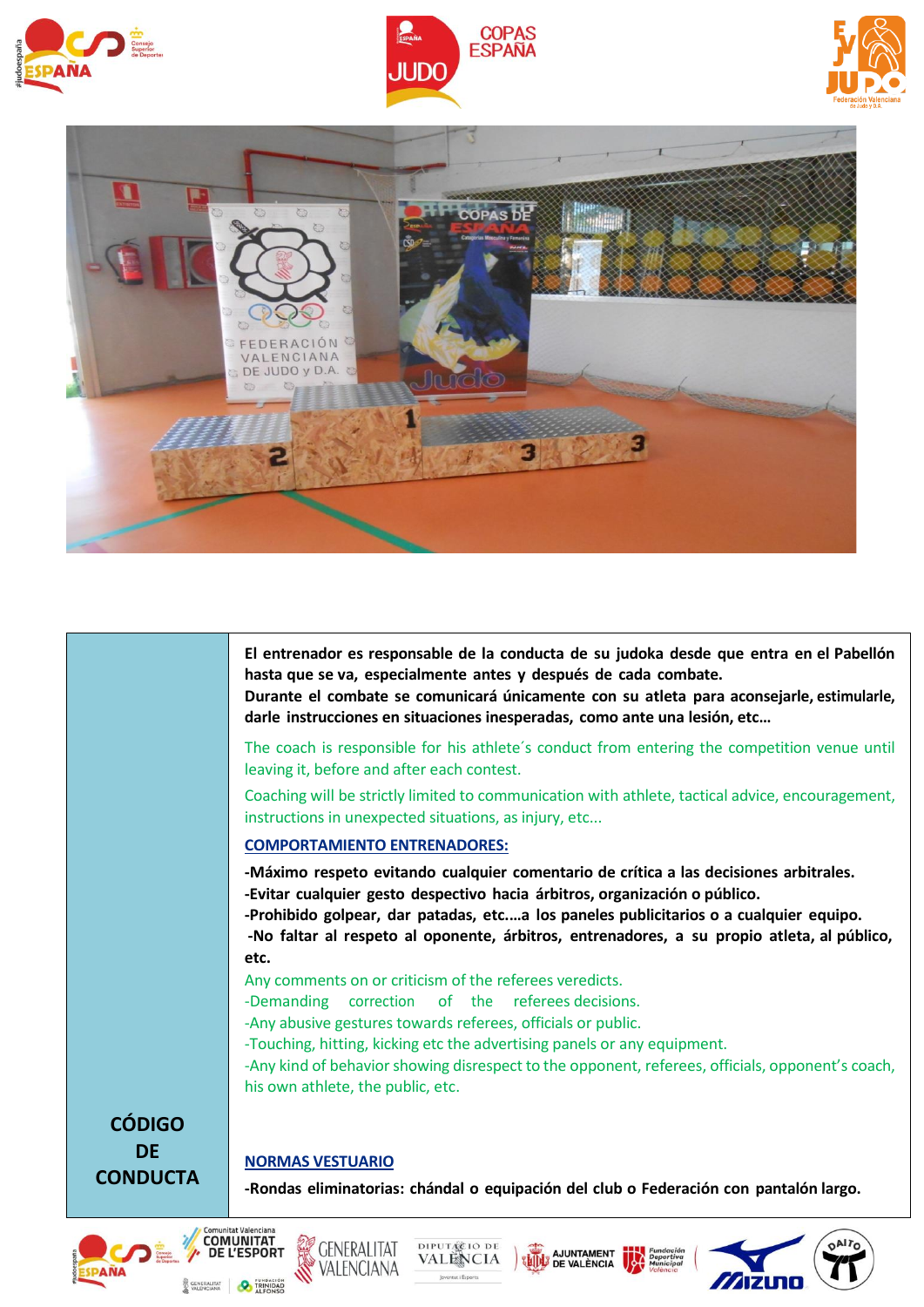| CÓDIGO DE CONDUCTA | **El entrenador es responsable de la conducta de su judoka desde que entra en el Pabellón hasta que se va, especialmente antes y después de cada combate.** **Durante el combate se comunicará únicamente con su atleta para aconsejarle, estimularle, darle instrucciones en situaciones inesperadas, como ante una lesión, etc…** The coach is responsible for his athlete´s conduct from entering the competition venue until leaving it, before and after each contest. Coaching will be strictly limited to communication with athlete, tactical advice, encouragement, instructions in unexpected situations, as injury, etc... **COMPORTAMIENTO ENTRENADORES:** **-Máximo respeto evitando cualquier comentario de crítica a las decisiones arbitrales.** **-Evitar cualquier gesto despectivo hacia árbitros, organización o público.** **-Prohibido golpear, dar patadas, etc.…a los paneles publicitarios o a cualquier equipo.** **-No faltar al respeto al oponente, árbitros, entrenadores, a su propio atleta, al público, etc.** Any comments on or criticism of the referees veredicts. -Demanding correction of the referees decisions. -Any abusive gestures towards referees, officials or public. -Touching, hitting, kicking etc the advertising panels or any equipment. -Any kind of behavior showing disrespect to the opponent, referees, officials, opponent's coach, his own athlete, the public, etc. **NORMAS VESTUARIO** **-Rondas eliminatorias: chándal o equipación del club o Federación con pantalón largo.** |
|---|---|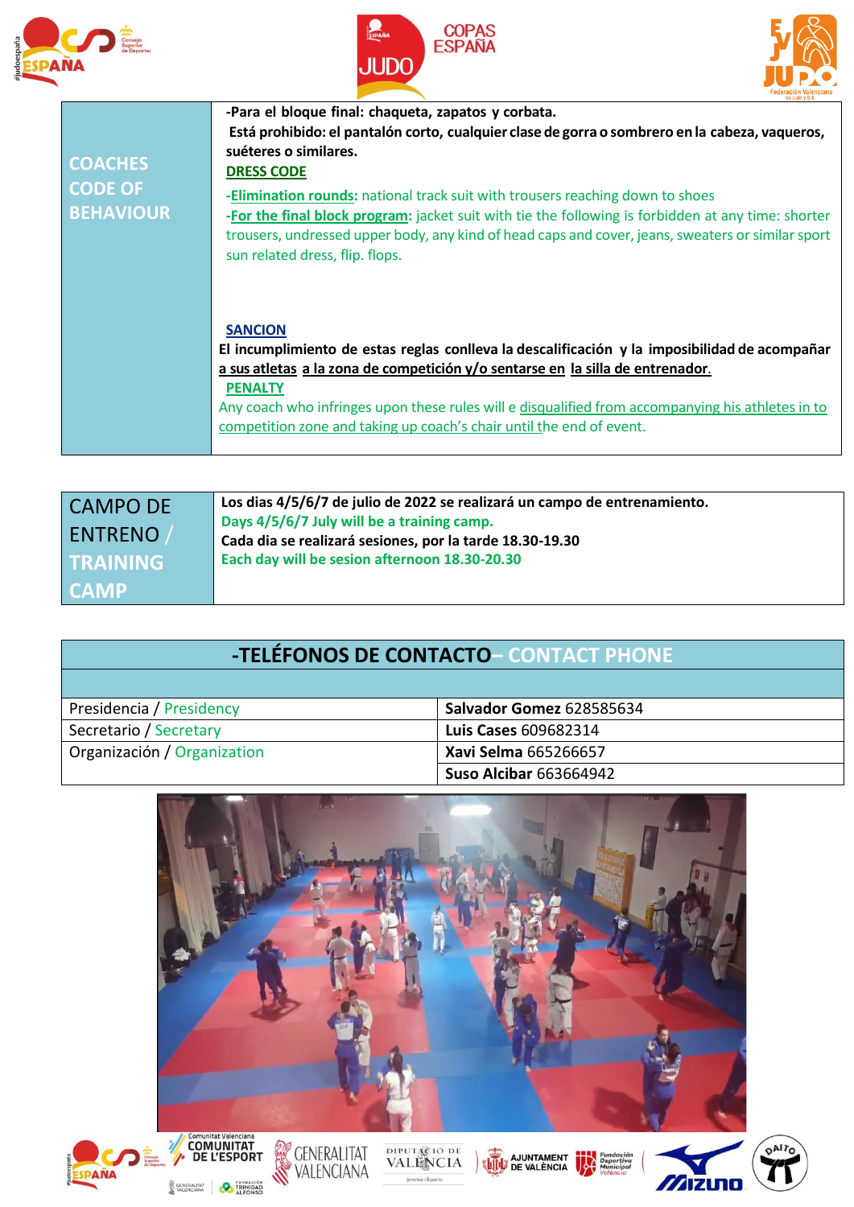| | |
|---|---|
| COACHES CODE OF BEHAVIOUR | **-Para el bloque final: chaqueta, zapatos y corbata.**<br>**Está prohibido: el pantalón corto, cualquier clase de gorra o sombrero en la cabeza, vaqueros, suéteres o similares.**<br>**DRESS CODE**<br>-**Elimination rounds:** national track suit with trousers reaching down to shoes<br>-**For the final block program:** jacket suit with tie the following is forbidden at any time: shorter trousers, undressed upper body, any kind of head caps and cover, jeans, sweaters or similar sport sun related dress, flip. flops.<br><br>**SANCION**<br>**El incumplimiento de estas reglas conlleva la descalificación y la imposibilidad de acompañar a sus atletas a la zona de competición y/o sentarse en la silla de entrenador.**<br>**PENALTY**<br>Any coach who infringes upon these rules will e disqualified from accompanying his athletes in to competition zone and taking up coach's chair until the end of event. |

| | |
|---|---|
| CAMPO DE ENTRENO / TRAINING CAMP | **Los dias 4/5/6/7 de julio de 2022 se realizará un campo de entrenamiento.**<br>**Days 4/5/6/7 July will be a training camp.**<br>**Cada dia se realizará sesiones, por la tarde 18.30-19.30**<br>**Each day will be sesion afternoon 18.30-20.30** |

| -TELÉFONOS DE CONTACTO– CONTACT PHONE | |
|---|---|
| Presidencia / Presidency | **Salvador Gomez** 628585634 |
| Secretario / Secretary | **Luis Cases** 609682314 |
| Organización / Organization | **Xavi Selma** 665266657 |
| | **Suso Alcibar** 663664942 |